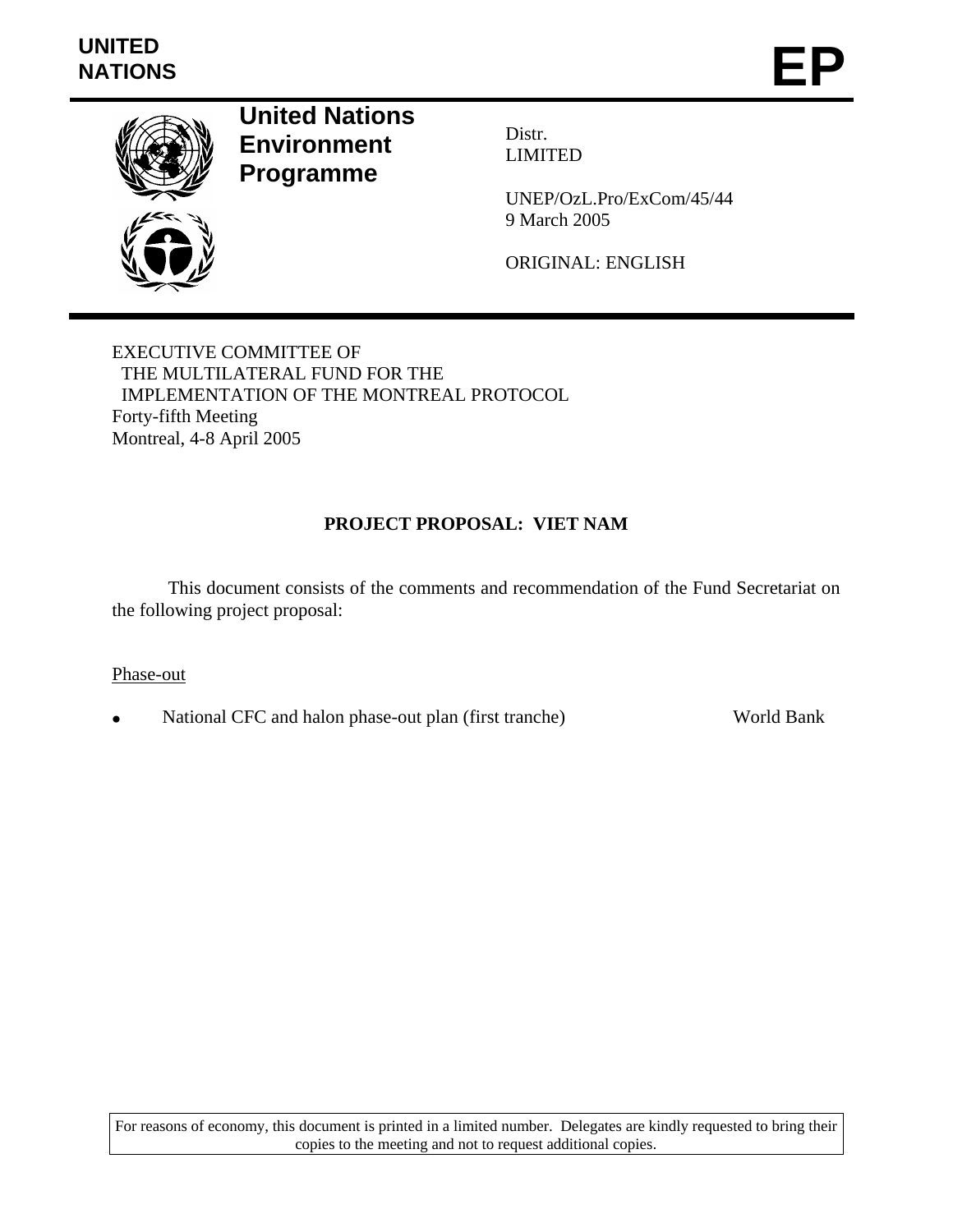**UNITED NATIONS**

# EP

**United Nations Environment Programme**

Distr.
LIMITED

UNEP/OzL.Pro/ExCom/45/44
9 March 2005

ORIGINAL: ENGLISH

EXECUTIVE COMMITTEE OF
THE MULTILATERAL FUND FOR THE
IMPLEMENTATION OF THE MONTREAL PROTOCOL
Forty-fifth Meeting
Montreal, 4-8 April 2005

## PROJECT PROPOSAL: VIET NAM

This document consists of the comments and recommendation of the Fund Secretariat on the following project proposal:

Phase-out

- National CFC and halon phase-out plan (first tranche) World Bank

For reasons of economy, this document is printed in a limited number. Delegates are kindly requested to bring their copies to the meeting and not to request additional copies.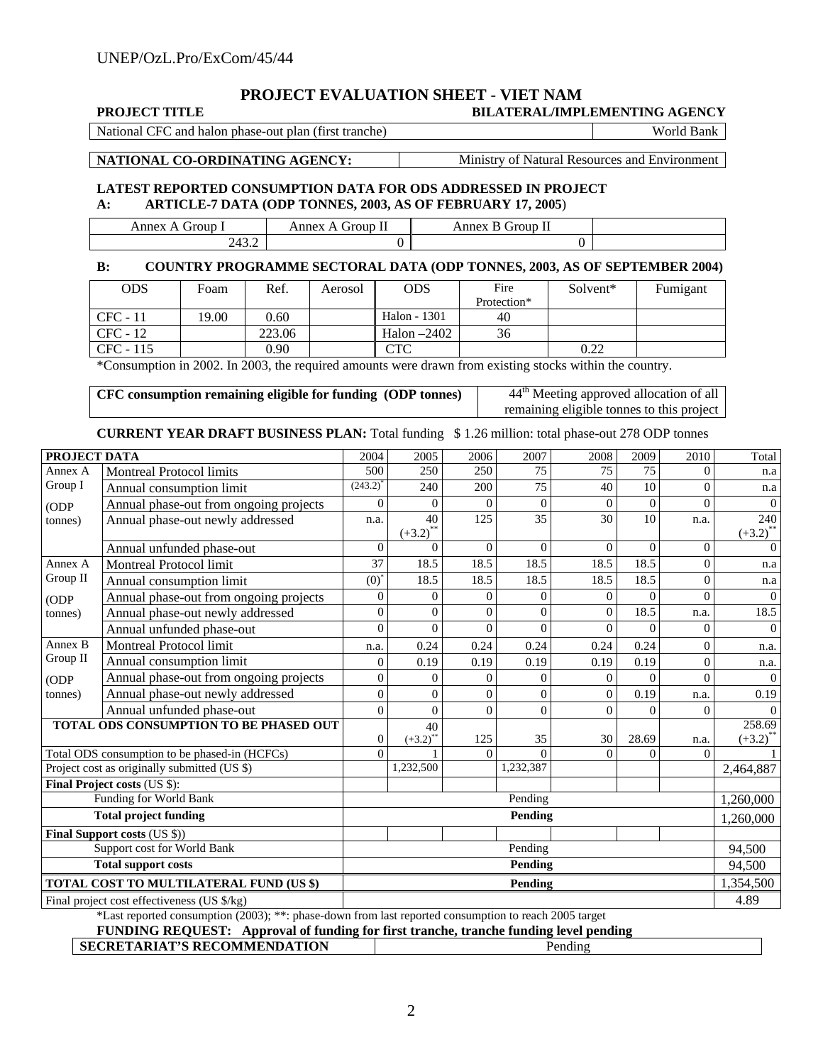## PROJECT EVALUATION SHEET - VIET NAM

| PROJECT TITLE | BILATERAL/IMPLEMENTING AGENCY |
|---|---|
| National CFC and halon phase-out plan (first tranche) | World Bank |

| NATIONAL CO-ORDINATING AGENCY: | Ministry of Natural Resources and Environment |
|---|---|

**LATEST REPORTED CONSUMPTION DATA FOR ODS ADDRESSED IN PROJECT**

**A: ARTICLE-7 DATA (ODP TONNES, 2003, AS OF FEBRUARY 17, 2005)**

| Annex A Group I | Annex A Group II | Annex B Group II | |
|---|---|---|---|
| 243.2 | 0 | 0 | |

**B: COUNTRY PROGRAMME SECTORAL DATA (ODP TONNES, 2003, AS OF SEPTEMBER 2004)**

| ODS | Foam | Ref. | Aerosol | ODS | Fire Protection* | Solvent* | Fumigant |
|---|---|---|---|---|---|---|---|
| CFC - 11 | 19.00 | 0.60 | | Halon - 1301 | 40 | | |
| CFC - 12 | | 223.06 | | Halon –2402 | 36 | | |
| CFC - 115 | | 0.90 | | CTC | | 0.22 | |

*Consumption in 2002. In 2003, the required amounts were drawn from existing stocks within the country.

| CFC consumption remaining eligible for funding (ODP tonnes) | 44th Meeting approved allocation of all remaining eligible tonnes to this project |
|---|---|

**CURRENT YEAR DRAFT BUSINESS PLAN:** Total funding $ 1.26 million: total phase-out 278 ODP tonnes

| PROJECT DATA | | 2004 | 2005 | 2006 | 2007 | 2008 | 2009 | 2010 | Total |
|---|---|---|---|---|---|---|---|---|---|
| Annex A Group I (ODP tonnes) | Montreal Protocol limits | 500 | 250 | 250 | 75 | 75 | 75 | 0 | n.a |
| | Annual consumption limit | (243.2)* | 240 | 200 | 75 | 40 | 10 | 0 | n.a |
| | Annual phase-out from ongoing projects | 0 | 0 | 0 | 0 | 0 | 0 | 0 | 0 |
| | Annual phase-out newly addressed | n.a. | 40 (+3.2)** | 125 | 35 | 30 | 10 | n.a. | 240 (+3.2)** |
| | Annual unfunded phase-out | 0 | 0 | 0 | 0 | 0 | 0 | 0 | 0 |
| Annex A Group II (ODP tonnes) | Montreal Protocol limit | 37 | 18.5 | 18.5 | 18.5 | 18.5 | 18.5 | 0 | n.a |
| | Annual consumption limit | (0)* | 18.5 | 18.5 | 18.5 | 18.5 | 18.5 | 0 | n.a |
| | Annual phase-out from ongoing projects | 0 | 0 | 0 | 0 | 0 | 0 | 0 | 0 |
| | Annual phase-out newly addressed | 0 | 0 | 0 | 0 | 0 | 18.5 | n.a. | 18.5 |
| | Annual unfunded phase-out | 0 | 0 | 0 | 0 | 0 | 0 | 0 | 0 |
| Annex B Group II (ODP tonnes) | Montreal Protocol limit | n.a. | 0.24 | 0.24 | 0.24 | 0.24 | 0.24 | 0 | n.a. |
| | Annual consumption limit | 0 | 0.19 | 0.19 | 0.19 | 0.19 | 0.19 | 0 | n.a. |
| | Annual phase-out from ongoing projects | 0 | 0 | 0 | 0 | 0 | 0 | 0 | 0 |
| | Annual phase-out newly addressed | 0 | 0 | 0 | 0 | 0 | 0.19 | n.a. | 0.19 |
| | Annual unfunded phase-out | 0 | 0 | 0 | 0 | 0 | 0 | 0 | 0 |
| **TOTAL ODS CONSUMPTION TO BE PHASED OUT** | | 0 | 40 (+3.2)** | 125 | 35 | 30 | 28.69 | n.a. | 258.69 (+3.2)** |
| Total ODS consumption to be phased-in (HCFCs) | | 0 | 1 | 0 | 0 | 0 | 0 | 0 | 1 |
| Project cost as originally submitted (US $) | | | 1,232,500 | | 1,232,387 | | | | 2,464,887 |
| **Final Project costs** (US $): | | | | | | | | | |
| Funding for World Bank | | Pending | | | | | | | 1,260,000 |
| **Total project funding** | | **Pending** | | | | | | | 1,260,000 |
| **Final Support costs** (US $)) | | | | | | | | | |
| Support cost for World Bank | | Pending | | | | | | | 94,500 |
| **Total support costs** | | **Pending** | | | | | | | 94,500 |
| **TOTAL COST TO MULTILATERAL FUND (US $)** | | **Pending** | | | | | | | 1,354,500 |
| Final project cost effectiveness (US $/kg) | | | | | | | | | 4.89 |

*Last reported consumption (2003); **: phase-down from last reported consumption to reach 2005 target

**FUNDING REQUEST: Approval of funding for first tranche, tranche funding level pending**

| SECRETARIAT'S RECOMMENDATION | Pending |
|---|---|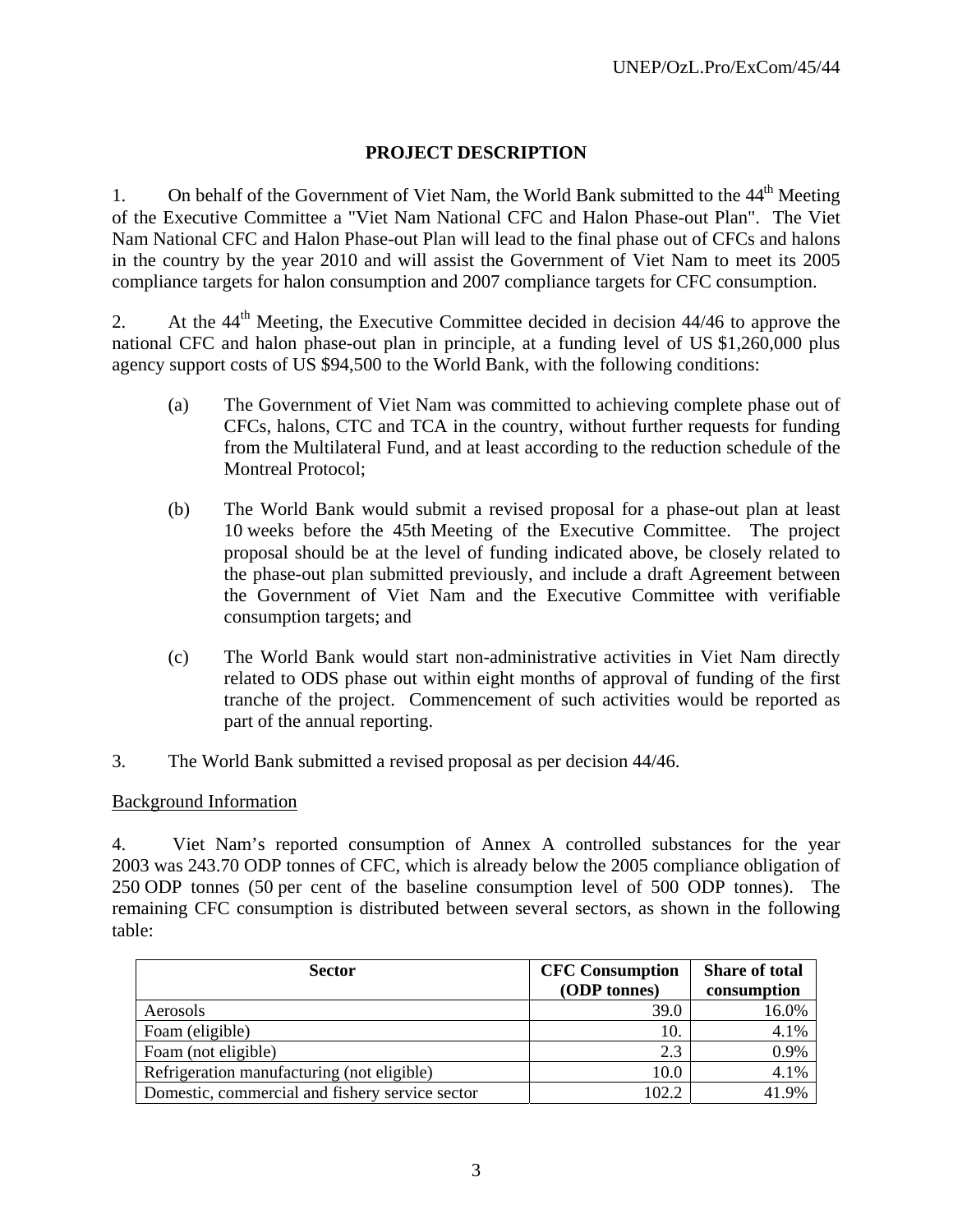## PROJECT DESCRIPTION

1. On behalf of the Government of Viet Nam, the World Bank submitted to the 44th Meeting of the Executive Committee a "Viet Nam National CFC and Halon Phase-out Plan". The Viet Nam National CFC and Halon Phase-out Plan will lead to the final phase out of CFCs and halons in the country by the year 2010 and will assist the Government of Viet Nam to meet its 2005 compliance targets for halon consumption and 2007 compliance targets for CFC consumption.

2. At the 44th Meeting, the Executive Committee decided in decision 44/46 to approve the national CFC and halon phase-out plan in principle, at a funding level of US $1,260,000 plus agency support costs of US $94,500 to the World Bank, with the following conditions:

   (a) The Government of Viet Nam was committed to achieving complete phase out of CFCs, halons, CTC and TCA in the country, without further requests for funding from the Multilateral Fund, and at least according to the reduction schedule of the Montreal Protocol;

   (b) The World Bank would submit a revised proposal for a phase-out plan at least 10 weeks before the 45th Meeting of the Executive Committee. The project proposal should be at the level of funding indicated above, be closely related to the phase-out plan submitted previously, and include a draft Agreement between the Government of Viet Nam and the Executive Committee with verifiable consumption targets; and

   (c) The World Bank would start non-administrative activities in Viet Nam directly related to ODS phase out within eight months of approval of funding of the first tranche of the project. Commencement of such activities would be reported as part of the annual reporting.

3. The World Bank submitted a revised proposal as per decision 44/46.

Background Information

4. Viet Nam's reported consumption of Annex A controlled substances for the year 2003 was 243.70 ODP tonnes of CFC, which is already below the 2005 compliance obligation of 250 ODP tonnes (50 per cent of the baseline consumption level of 500 ODP tonnes). The remaining CFC consumption is distributed between several sectors, as shown in the following table:

| Sector | CFC Consumption (ODP tonnes) | Share of total consumption |
|---|---|---|
| Aerosols | 39.0 | 16.0% |
| Foam (eligible) | 10. | 4.1% |
| Foam (not eligible) | 2.3 | 0.9% |
| Refrigeration manufacturing (not eligible) | 10.0 | 4.1% |
| Domestic, commercial and fishery service sector | 102.2 | 41.9% |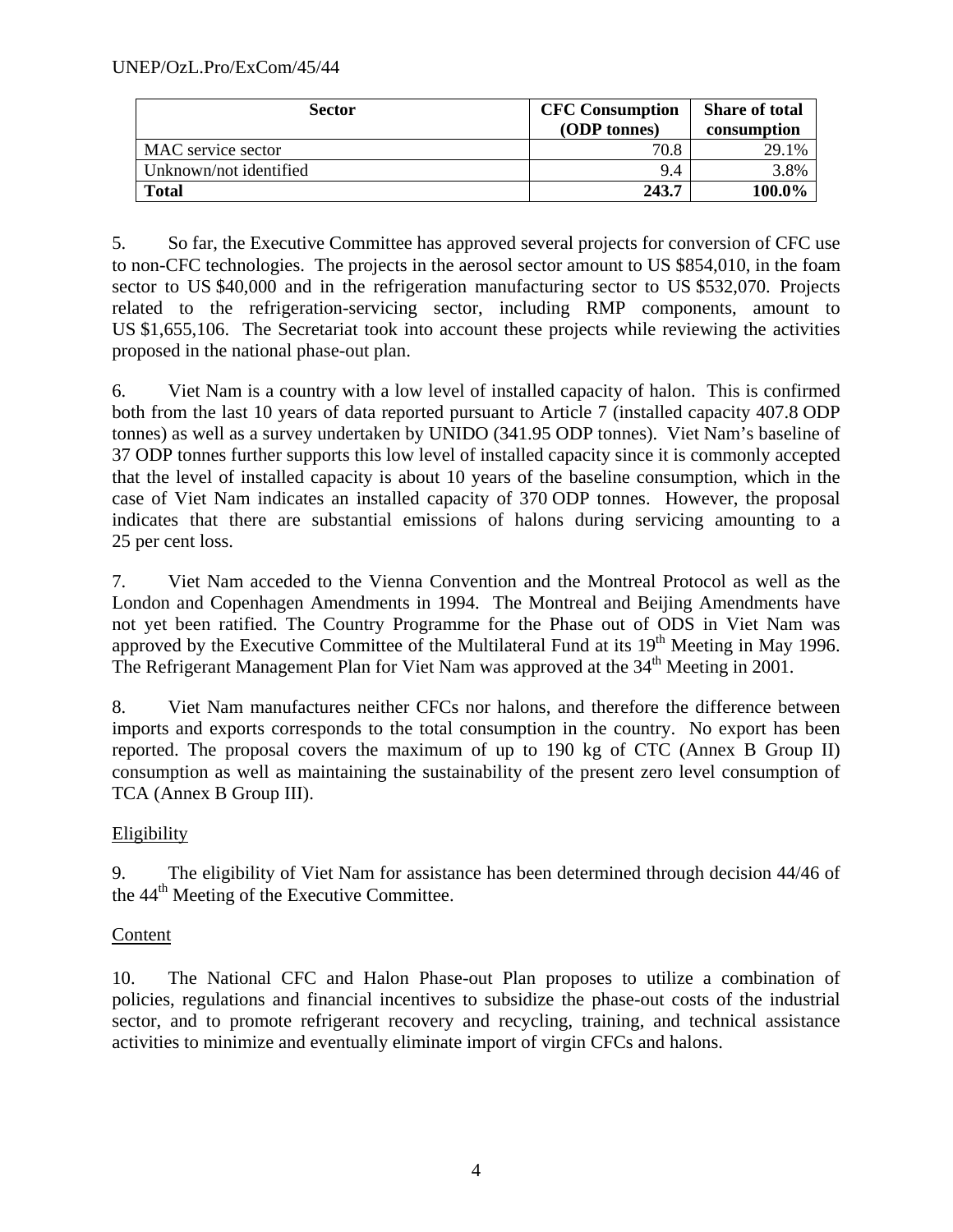| Sector | CFC Consumption (ODP tonnes) | Share of total consumption |
|---|---|---|
| MAC service sector | 70.8 | 29.1% |
| Unknown/not identified | 9.4 | 3.8% |
| **Total** | **243.7** | **100.0%** |

5. So far, the Executive Committee has approved several projects for conversion of CFC use to non-CFC technologies. The projects in the aerosol sector amount to US $854,010, in the foam sector to US $40,000 and in the refrigeration manufacturing sector to US $532,070. Projects related to the refrigeration-servicing sector, including RMP components, amount to US $1,655,106. The Secretariat took into account these projects while reviewing the activities proposed in the national phase-out plan.

6. Viet Nam is a country with a low level of installed capacity of halon. This is confirmed both from the last 10 years of data reported pursuant to Article 7 (installed capacity 407.8 ODP tonnes) as well as a survey undertaken by UNIDO (341.95 ODP tonnes). Viet Nam's baseline of 37 ODP tonnes further supports this low level of installed capacity since it is commonly accepted that the level of installed capacity is about 10 years of the baseline consumption, which in the case of Viet Nam indicates an installed capacity of 370 ODP tonnes. However, the proposal indicates that there are substantial emissions of halons during servicing amounting to a 25 per cent loss.

7. Viet Nam acceded to the Vienna Convention and the Montreal Protocol as well as the London and Copenhagen Amendments in 1994. The Montreal and Beijing Amendments have not yet been ratified. The Country Programme for the Phase out of ODS in Viet Nam was approved by the Executive Committee of the Multilateral Fund at its 19th Meeting in May 1996. The Refrigerant Management Plan for Viet Nam was approved at the 34th Meeting in 2001.

8. Viet Nam manufactures neither CFCs nor halons, and therefore the difference between imports and exports corresponds to the total consumption in the country. No export has been reported. The proposal covers the maximum of up to 190 kg of CTC (Annex B Group II) consumption as well as maintaining the sustainability of the present zero level consumption of TCA (Annex B Group III).

## Eligibility

9. The eligibility of Viet Nam for assistance has been determined through decision 44/46 of the 44th Meeting of the Executive Committee.

## Content

10. The National CFC and Halon Phase-out Plan proposes to utilize a combination of policies, regulations and financial incentives to subsidize the phase-out costs of the industrial sector, and to promote refrigerant recovery and recycling, training, and technical assistance activities to minimize and eventually eliminate import of virgin CFCs and halons.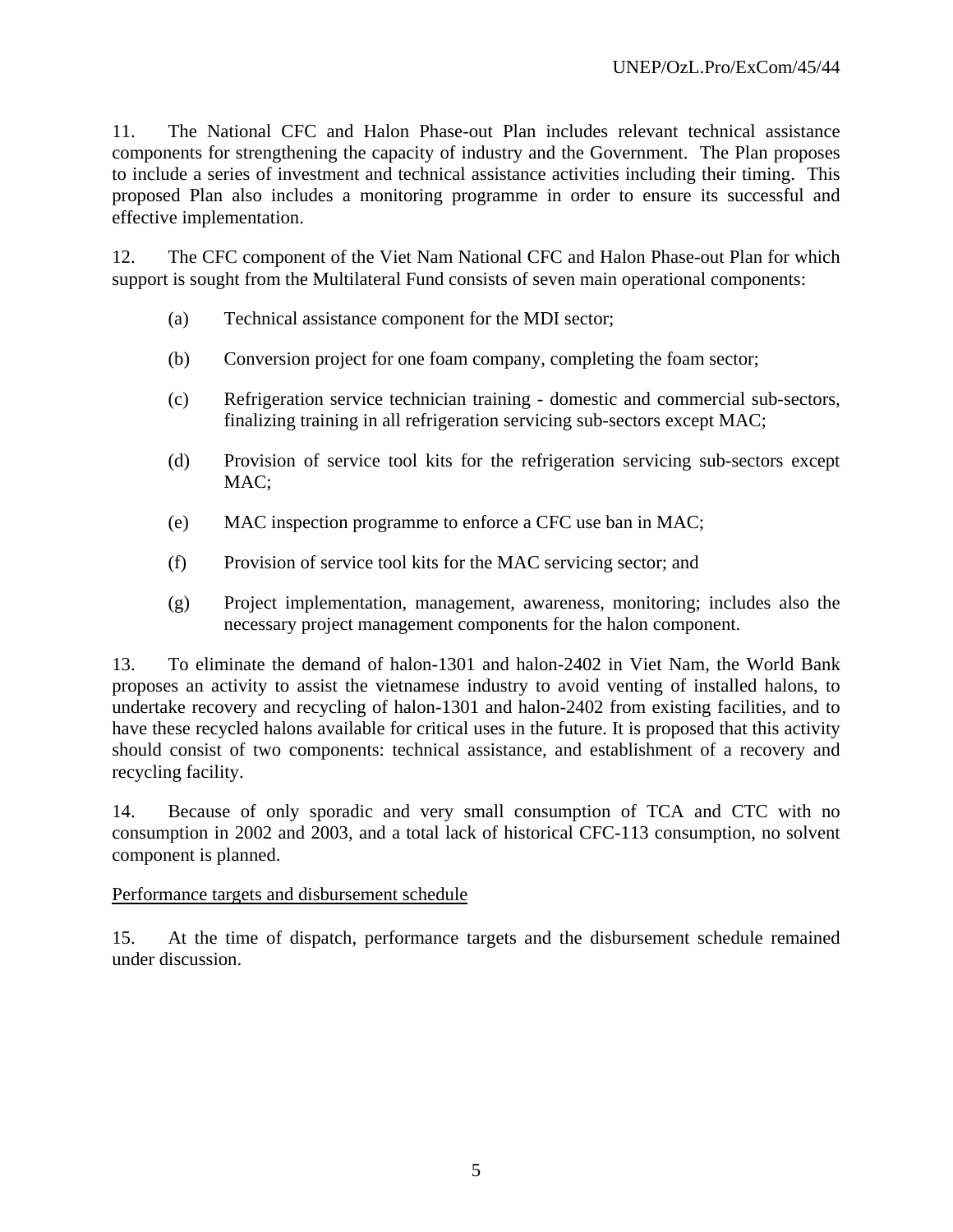11. The National CFC and Halon Phase-out Plan includes relevant technical assistance components for strengthening the capacity of industry and the Government. The Plan proposes to include a series of investment and technical assistance activities including their timing. This proposed Plan also includes a monitoring programme in order to ensure its successful and effective implementation.

12. The CFC component of the Viet Nam National CFC and Halon Phase-out Plan for which support is sought from the Multilateral Fund consists of seven main operational components:

(a) Technical assistance component for the MDI sector;

(b) Conversion project for one foam company, completing the foam sector;

(c) Refrigeration service technician training - domestic and commercial sub-sectors, finalizing training in all refrigeration servicing sub-sectors except MAC;

(d) Provision of service tool kits for the refrigeration servicing sub-sectors except MAC;

(e) MAC inspection programme to enforce a CFC use ban in MAC;

(f) Provision of service tool kits for the MAC servicing sector; and

(g) Project implementation, management, awareness, monitoring; includes also the necessary project management components for the halon component.

13. To eliminate the demand of halon-1301 and halon-2402 in Viet Nam, the World Bank proposes an activity to assist the vietnamese industry to avoid venting of installed halons, to undertake recovery and recycling of halon-1301 and halon-2402 from existing facilities, and to have these recycled halons available for critical uses in the future. It is proposed that this activity should consist of two components: technical assistance, and establishment of a recovery and recycling facility.

14. Because of only sporadic and very small consumption of TCA and CTC with no consumption in 2002 and 2003, and a total lack of historical CFC-113 consumption, no solvent component is planned.

<u>Performance targets and disbursement schedule</u>

15. At the time of dispatch, performance targets and the disbursement schedule remained under discussion.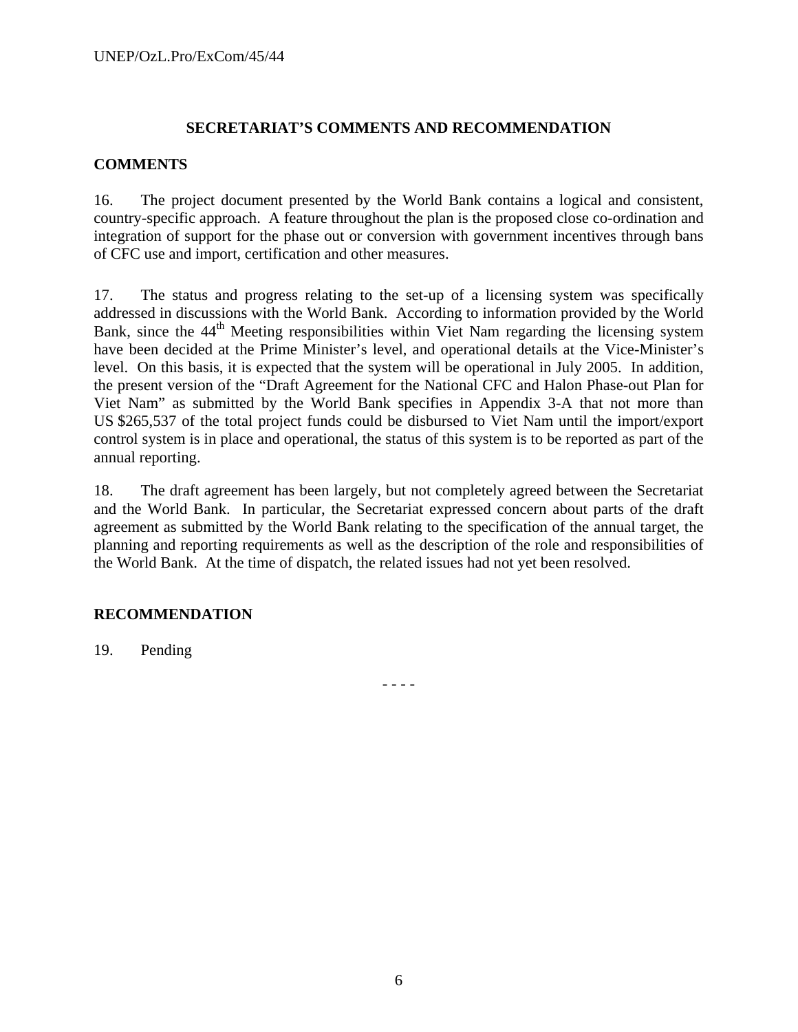## SECRETARIAT'S COMMENTS AND RECOMMENDATION

### COMMENTS

16. The project document presented by the World Bank contains a logical and consistent, country-specific approach. A feature throughout the plan is the proposed close co-ordination and integration of support for the phase out or conversion with government incentives through bans of CFC use and import, certification and other measures.

17. The status and progress relating to the set-up of a licensing system was specifically addressed in discussions with the World Bank. According to information provided by the World Bank, since the 44th Meeting responsibilities within Viet Nam regarding the licensing system have been decided at the Prime Minister's level, and operational details at the Vice-Minister's level. On this basis, it is expected that the system will be operational in July 2005. In addition, the present version of the "Draft Agreement for the National CFC and Halon Phase-out Plan for Viet Nam" as submitted by the World Bank specifies in Appendix 3-A that not more than US $265,537 of the total project funds could be disbursed to Viet Nam until the import/export control system is in place and operational, the status of this system is to be reported as part of the annual reporting.

18. The draft agreement has been largely, but not completely agreed between the Secretariat and the World Bank. In particular, the Secretariat expressed concern about parts of the draft agreement as submitted by the World Bank relating to the specification of the annual target, the planning and reporting requirements as well as the description of the role and responsibilities of the World Bank. At the time of dispatch, the related issues had not yet been resolved.

### RECOMMENDATION

19. Pending

- - - -